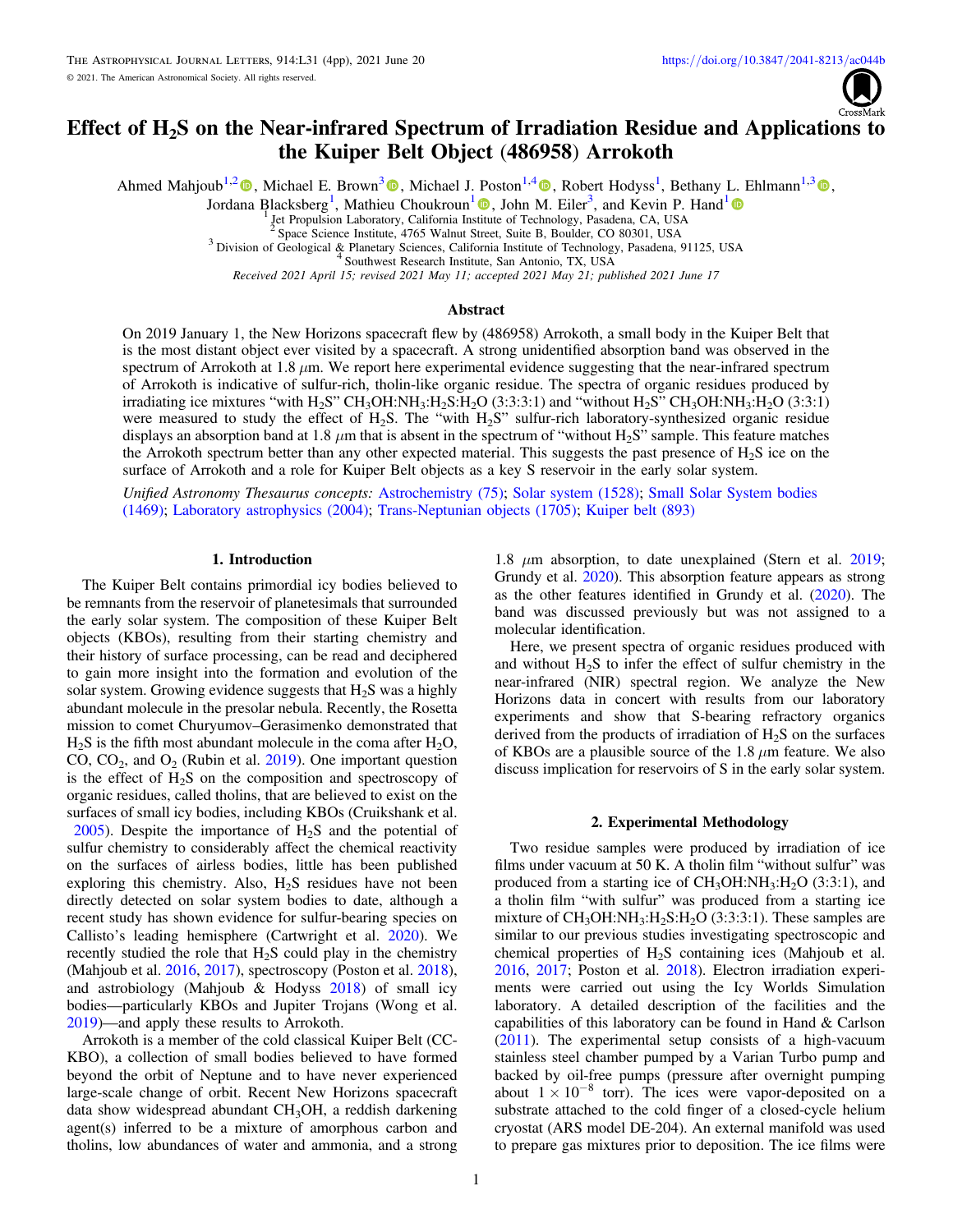# Effect of $H_2S$ on the Near-infrared Spectrum of Irradiation Residue and Applications to the Kuiper Belt Object (486958) Arrokoth

Ahmed Mahjoub[1,2], Michael E. Brown[3], Michael J. Poston[1,4], Robert Hodyss[1], Bethany L. Ehlmann[1,3], Jordana Blacksberg[1], Mathieu Choukroun[1], John M. Eiler[3], and Kevin P. Hand[1]

[1] Jet Propulsion Laboratory, California Institute of Technology, Pasadena, CA, USA
[2] Space Science Institute, 4765 Walnut Street, Suite B, Boulder, CO 80301, USA
[3] Division of Geological & Planetary Sciences, California Institute of Technology, Pasadena, 91125, USA
[4] Southwest Research Institute, San Antonio, TX, USA

*Received 2021 April 15; revised 2021 May 11; accepted 2021 May 21; published 2021 June 17*

## Abstract

On 2019 January 1, the New Horizons spacecraft flew by (486958) Arrokoth, a small body in the Kuiper Belt that is the most distant object ever visited by a spacecraft. A strong unidentified absorption band was observed in the spectrum of Arrokoth at 1.8 $\mu$m. We report here experimental evidence suggesting that the near-infrared spectrum of Arrokoth is indicative of sulfur-rich, tholin-like organic residue. The spectra of organic residues produced by irradiating ice mixtures "with $H_2S$" $CH_3OH$:$NH_3$:$H_2S$:$H_2O$ (3:3:3:1) and "without $H_2S$" $CH_3OH$:$NH_3$:$H_2O$ (3:3:1) were measured to study the effect of $H_2S$. The "with $H_2S$" sulfur-rich laboratory-synthesized organic residue displays an absorption band at 1.8 $\mu$m that is absent in the spectrum of "without $H_2S$" sample. This feature matches the Arrokoth spectrum better than any other expected material. This suggests the past presence of $H_2S$ ice on the surface of Arrokoth and a role for Kuiper Belt objects as a key S reservoir in the early solar system.

*Unified Astronomy Thesaurus concepts:* Astrochemistry (75); Solar system (1528); Small Solar System bodies (1469); Laboratory astrophysics (2004); Trans-Neptunian objects (1705); Kuiper belt (893)

## 1. Introduction

The Kuiper Belt contains primordial icy bodies believed to be remnants from the reservoir of planetesimals that surrounded the early solar system. The composition of these Kuiper Belt objects (KBOs), resulting from their starting chemistry and their history of surface processing, can be read and deciphered to gain more insight into the formation and evolution of the solar system. Growing evidence suggests that $H_2S$ was a highly abundant molecule in the presolar nebula. Recently, the Rosetta mission to comet Churyumov–Gerasimenko demonstrated that $H_2S$ is the fifth most abundant molecule in the coma after $H_2O$, CO, $CO_2$, and $O_2$ (Rubin et al. 2019). One important question is the effect of $H_2S$ on the composition and spectroscopy of organic residues, called tholins, that are believed to exist on the surfaces of small icy bodies, including KBOs (Cruikshank et al. 2005). Despite the importance of $H_2S$ and the potential of sulfur chemistry to considerably affect the chemical reactivity on the surfaces of airless bodies, little has been published exploring this chemistry. Also, $H_2S$ residues have not been directly detected on solar system bodies to date, although a recent study has shown evidence for sulfur-bearing species on Callisto's leading hemisphere (Cartwright et al. 2020). We recently studied the role that $H_2S$ could play in the chemistry (Mahjoub et al. 2016, 2017), spectroscopy (Poston et al. 2018), and astrobiology (Mahjoub & Hodyss 2018) of small icy bodies—particularly KBOs and Jupiter Trojans (Wong et al. 2019)—and apply these results to Arrokoth.

Arrokoth is a member of the cold classical Kuiper Belt (CC-KBO), a collection of small bodies believed to have formed beyond the orbit of Neptune and to have never experienced large-scale change of orbit. Recent New Horizons spacecraft data show widespread abundant $CH_3OH$, a reddish darkening agent(s) inferred to be a mixture of amorphous carbon and tholins, low abundances of water and ammonia, and a strong 1.8 $\mu$m absorption, to date unexplained (Stern et al. 2019; Grundy et al. 2020). This absorption feature appears as strong as the other features identified in Grundy et al. (2020). The band was discussed previously but was not assigned to a molecular identification.

Here, we present spectra of organic residues produced with and without $H_2S$ to infer the effect of sulfur chemistry in the near-infrared (NIR) spectral region. We analyze the New Horizons data in concert with results from our laboratory experiments and show that S-bearing refractory organics derived from the products of irradiation of $H_2S$ on the surfaces of KBOs are a plausible source of the 1.8 $\mu$m feature. We also discuss implication for reservoirs of S in the early solar system.

## 2. Experimental Methodology

Two residue samples were produced by irradiation of ice films under vacuum at 50 K. A tholin film "without sulfur" was produced from a starting ice of $CH_3OH$:$NH_3$:$H_2O$ (3:3:1), and a tholin film "with sulfur" was produced from a starting ice mixture of $CH_3OH$:$NH_3$:$H_2S$:$H_2O$ (3:3:3:1). These samples are similar to our previous studies investigating spectroscopic and chemical properties of $H_2S$ containing ices (Mahjoub et al. 2016, 2017; Poston et al. 2018). Electron irradiation experiments were carried out using the Icy Worlds Simulation laboratory. A detailed description of the facilities and the capabilities of this laboratory can be found in Hand & Carlson (2011). The experimental setup consists of a high-vacuum stainless steel chamber pumped by a Varian Turbo pump and backed by oil-free pumps (pressure after overnight pumping about $1 \times 10^{-8}$ torr). The ices were vapor-deposited on a substrate attached to the cold finger of a closed-cycle helium cryostat (ARS model DE-204). An external manifold was used to prepare gas mixtures prior to deposition. The ice films were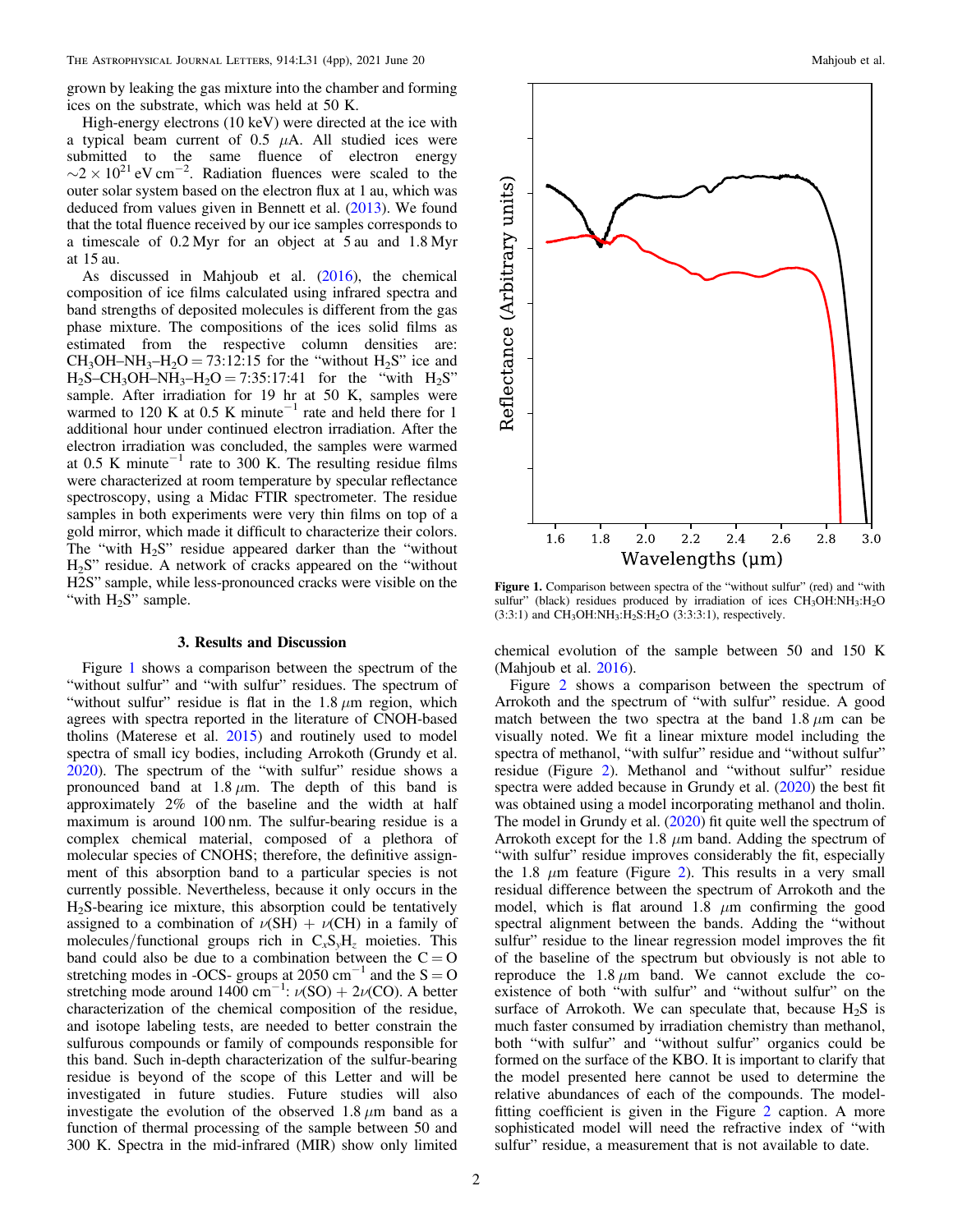grown by leaking the gas mixture into the chamber and forming ices on the substrate, which was held at 50 K.

High-energy electrons (10 keV) were directed at the ice with a typical beam current of 0.5 $\mu$A. All studied ices were submitted to the same fluence of electron energy $\sim 2 \times 10^{21}$ eV cm$^{-2}$. Radiation fluences were scaled to the outer solar system based on the electron flux at 1 au, which was deduced from values given in Bennett et al. (2013). We found that the total fluence received by our ice samples corresponds to a timescale of 0.2 Myr for an object at 5 au and 1.8 Myr at 15 au.

As discussed in Mahjoub et al. (2016), the chemical composition of ice films calculated using infrared spectra and band strengths of deposited molecules is different from the gas phase mixture. The compositions of the ices solid films as estimated from the respective column densities are: $CH_3OH$–$NH_3$–$H_2O$ = 73:12:15 for the "without $H_2S$" ice and $H_2S$–$CH_3OH$–$NH_3$–$H_2O$ = 7:35:17:41 for the "with $H_2S$" sample. After irradiation for 19 hr at 50 K, samples were warmed to 120 K at 0.5 K minute$^{-1}$ rate and held there for 1 additional hour under continued electron irradiation. After the electron irradiation was concluded, the samples were warmed at 0.5 K minute$^{-1}$ rate to 300 K. The resulting residue films were characterized at room temperature by specular reflectance spectroscopy, using a Midac FTIR spectrometer. The residue samples in both experiments were very thin films on top of a gold mirror, which made it difficult to characterize their colors. The "with $H_2S$" residue appeared darker than the "without $H_2S$" residue. A network of cracks appeared on the "without H2S" sample, while less-pronounced cracks were visible on the "with $H_2S$" sample.

### 3. Results and Discussion

Figure 1 shows a comparison between the spectrum of the "without sulfur" and "with sulfur" residues. The spectrum of "without sulfur" residue is flat in the 1.8 $\mu$m region, which agrees with spectra reported in the literature of CNOH-based tholins (Materese et al. 2015) and routinely used to model spectra of small icy bodies, including Arrokoth (Grundy et al. 2020). The spectrum of the "with sulfur" residue shows a pronounced band at 1.8 $\mu$m. The depth of this band is approximately 2% of the baseline and the width at half maximum is around 100 nm. The sulfur-bearing residue is a complex chemical material, composed of a plethora of molecular species of CNOHS; therefore, the definitive assignment of this absorption band to a particular species is not currently possible. Nevertheless, because it only occurs in the $H_2S$-bearing ice mixture, this absorption could be tentatively assigned to a combination of $\nu$(SH) + $\nu$(CH) in a family of molecules/functional groups rich in $C_xS_yH_z$ moieties. This band could also be due to a combination between the C = O stretching modes in -OCS- groups at 2050 cm$^{-1}$ and the S = O stretching mode around 1400 cm$^{-1}$: $\nu$(SO) + 2$\nu$(CO). A better characterization of the chemical composition of the residue, and isotope labeling tests, are needed to better constrain the sulfurous compounds or family of compounds responsible for this band. Such in-depth characterization of the sulfur-bearing residue is beyond of the scope of this Letter and will be investigated in future studies. Future studies will also investigate the evolution of the observed 1.8 $\mu$m band as a function of thermal processing of the sample between 50 and 300 K. Spectra in the mid-infrared (MIR) show only limited chemical evolution of the sample between 50 and 150 K (Mahjoub et al. 2016).

**Figure 1.** Comparison between spectra of the "without sulfur" (red) and "with sulfur" (black) residues produced by irradiation of ices $CH_3OH$:$NH_3$:$H_2O$ (3:3:1) and $CH_3OH$:$NH_3$:$H_2S$:$H_2O$ (3:3:3:1), respectively.

Figure 2 shows a comparison between the spectrum of Arrokoth and the spectrum of "with sulfur" residue. A good match between the two spectra at the band 1.8 $\mu$m can be visually noted. We fit a linear mixture model including the spectra of methanol, "with sulfur" residue and "without sulfur" residue (Figure 2). Methanol and "without sulfur" residue spectra were added because in Grundy et al. (2020) the best fit was obtained using a model incorporating methanol and tholin. The model in Grundy et al. (2020) fit quite well the spectrum of Arrokoth except for the 1.8 $\mu$m band. Adding the spectrum of "with sulfur" residue improves considerably the fit, especially the 1.8 $\mu$m feature (Figure 2). This results in a very small residual difference between the spectrum of Arrokoth and the model, which is flat around 1.8 $\mu$m confirming the good spectral alignment between the bands. Adding the "without sulfur" residue to the linear regression model improves the fit of the baseline of the spectrum but obviously is not able to reproduce the 1.8 $\mu$m band. We cannot exclude the co-existence of both "with sulfur" and "without sulfur" on the surface of Arrokoth. We can speculate that, because $H_2S$ is much faster consumed by irradiation chemistry than methanol, both "with sulfur" and "without sulfur" organics could be formed on the surface of the KBO. It is important to clarify that the model presented here cannot be used to determine the relative abundances of each of the compounds. The model-fitting coefficient is given in the Figure 2 caption. A more sophisticated model will need the refractive index of "with sulfur" residue, a measurement that is not available to date.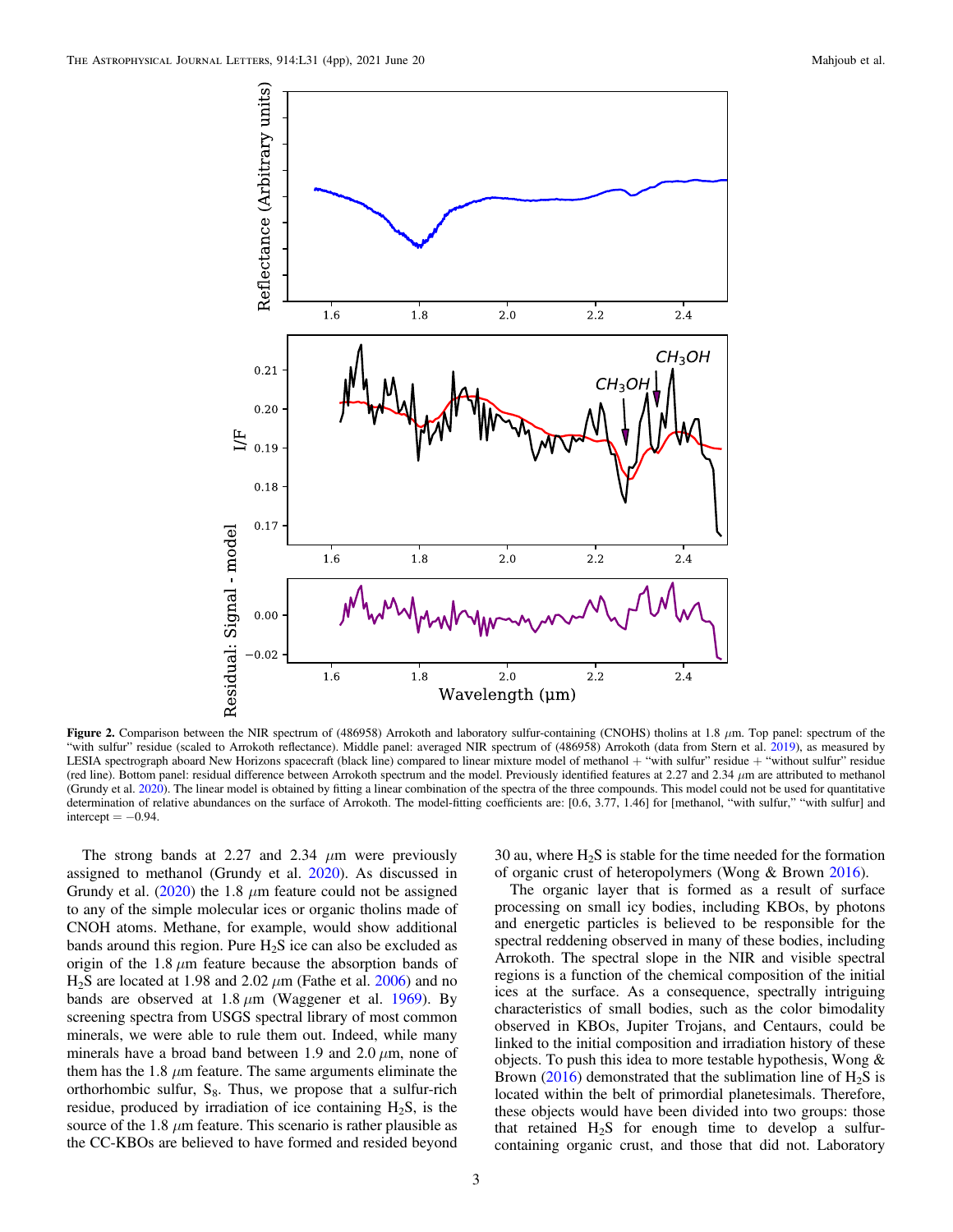**Figure 2.** Comparison between the NIR spectrum of (486958) Arrokoth and laboratory sulfur-containing (CNOHS) tholins at 1.8 μm. Top panel: spectrum of the "with sulfur" residue (scaled to Arrokoth reflectance). Middle panel: averaged NIR spectrum of (486958) Arrokoth (data from Stern et al. 2019), as measured by LESIA spectrograph aboard New Horizons spacecraft (black line) compared to linear mixture model of methanol + "with sulfur" residue + "without sulfur" residue (red line). Bottom panel: residual difference between Arrokoth spectrum and the model. Previously identified features at 2.27 and 2.34 μm are attributed to methanol (Grundy et al. 2020). The linear model is obtained by fitting a linear combination of the spectra of the three compounds. This model could not be used for quantitative determination of relative abundances on the surface of Arrokoth. The model-fitting coefficients are: [0.6, 3.77, 1.46] for [methanol, "with sulfur," "with sulfur] and intercept = −0.94.

The strong bands at 2.27 and 2.34 μm were previously assigned to methanol (Grundy et al. 2020). As discussed in Grundy et al. (2020) the 1.8 μm feature could not be assigned to any of the simple molecular ices or organic tholins made of CNOH atoms. Methane, for example, would show additional bands around this region. Pure $H_2S$ ice can also be excluded as origin of the 1.8 μm feature because the absorption bands of $H_2S$ are located at 1.98 and 2.02 μm (Fathe et al. 2006) and no bands are observed at 1.8 μm (Waggener et al. 1969). By screening spectra from USGS spectral library of most common minerals, we were able to rule them out. Indeed, while many minerals have a broad band between 1.9 and 2.0 μm, none of them has the 1.8 μm feature. The same arguments eliminate the orthorhombic sulfur, $S_8$. Thus, we propose that a sulfur-rich residue, produced by irradiation of ice containing $H_2S$, is the source of the 1.8 μm feature. This scenario is rather plausible as the CC-KBOs are believed to have formed and resided beyond 30 au, where $H_2S$ is stable for the time needed for the formation of organic crust of heteropolymers (Wong & Brown 2016).

The organic layer that is formed as a result of surface processing on small icy bodies, including KBOs, by photons and energetic particles is believed to be responsible for the spectral reddening observed in many of these bodies, including Arrokoth. The spectral slope in the NIR and visible spectral regions is a function of the chemical composition of the initial ices at the surface. As a consequence, spectrally intriguing characteristics of small bodies, such as the color bimodality observed in KBOs, Jupiter Trojans, and Centaurs, could be linked to the initial composition and irradiation history of these objects. To push this idea to more testable hypothesis, Wong & Brown (2016) demonstrated that the sublimation line of $H_2S$ is located within the belt of primordial planetesimals. Therefore, these objects would have been divided into two groups: those that retained $H_2S$ for enough time to develop a sulfur-containing organic crust, and those that did not. Laboratory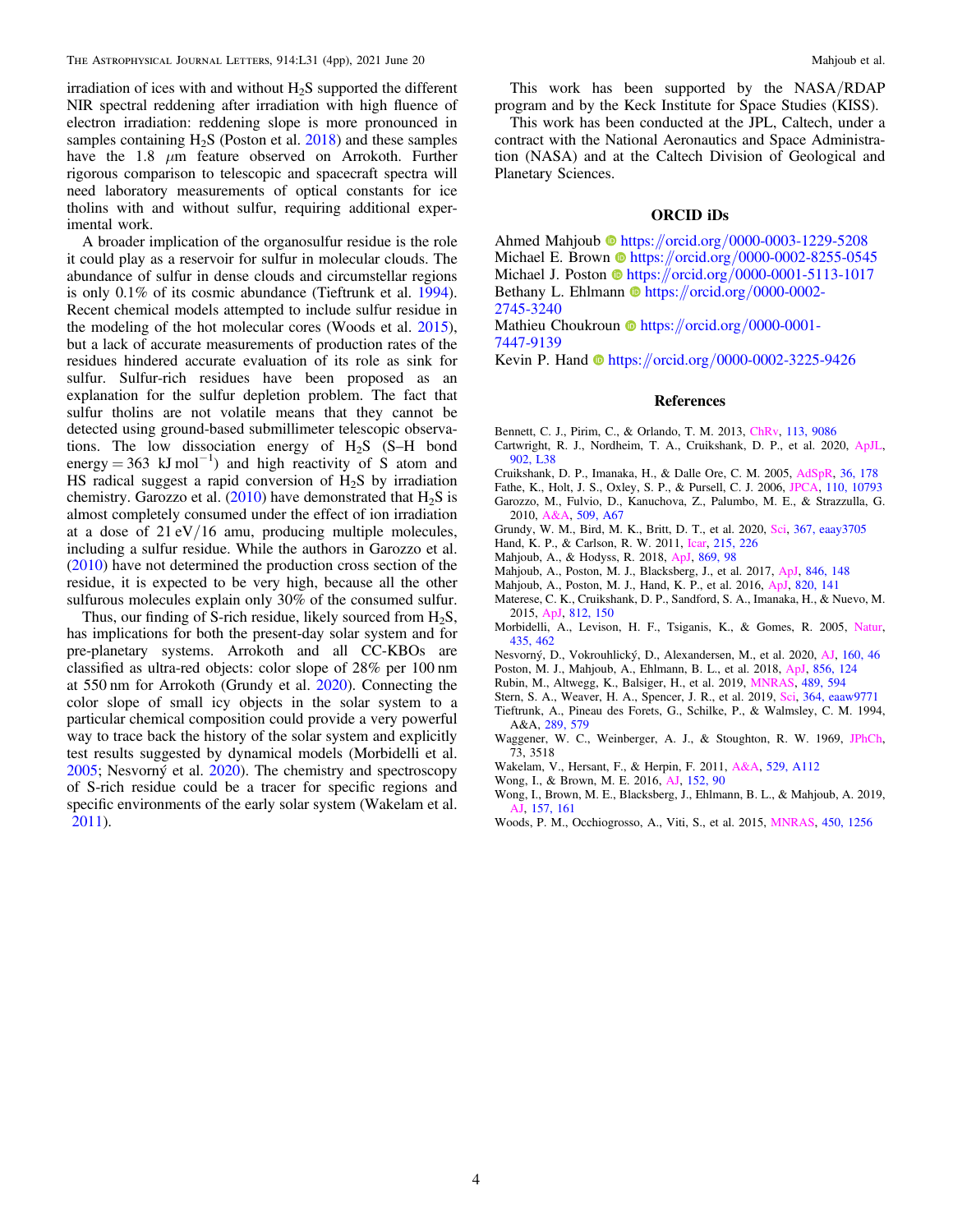irradiation of ices with and without $H_2S$ supported the different NIR spectral reddening after irradiation with high fluence of electron irradiation: reddening slope is more pronounced in samples containing $H_2S$ (Poston et al. 2018) and these samples have the 1.8 $\mu$m feature observed on Arrokoth. Further rigorous comparison to telescopic and spacecraft spectra will need laboratory measurements of optical constants for ice tholins with and without sulfur, requiring additional experimental work.

A broader implication of the organosulfur residue is the role it could play as a reservoir for sulfur in molecular clouds. The abundance of sulfur in dense clouds and circumstellar regions is only 0.1% of its cosmic abundance (Tieftrunk et al. 1994). Recent chemical models attempted to include sulfur residue in the modeling of the hot molecular cores (Woods et al. 2015), but a lack of accurate measurements of production rates of the residues hindered accurate evaluation of its role as sink for sulfur. Sulfur-rich residues have been proposed as an explanation for the sulfur depletion problem. The fact that sulfur tholins are not volatile means that they cannot be detected using ground-based submillimeter telescope observations. The low dissociation energy of $H_2S$ (S–H bond energy = 363 kJ mol$^{-1}$) and high reactivity of S atom and HS radical suggest a rapid conversion of $H_2S$ by irradiation chemistry. Garozzo et al. (2010) have demonstrated that $H_2S$ is almost completely consumed under the effect of ion irradiation at a dose of 21 eV/16 amu, producing multiple molecules, including a sulfur residue. While the authors in Garozzo et al. (2010) have not determined the production cross section of the residue, it is expected to be very high, because all the other sulfurous molecules explain only 30% of the consumed sulfur.

Thus, our finding of S-rich residue, likely sourced from $H_2S$, has implications for both the present-day solar system and for pre-planetary systems. Arrokoth and all CC-KBOs are classified as ultra-red objects: color slope of 28% per 100 nm at 550 nm for Arrokoth (Grundy et al. 2020). Connecting the color slope of small icy objects in the solar system to a particular chemical composition could provide a very powerful way to trace back the history of the solar system and explicitly test results suggested by dynamical models (Morbidelli et al. 2005; Nesvorný et al. 2020). The chemistry and spectroscopy of S-rich residue could be a tracer for specific regions and specific environments of the early solar system (Wakelam et al. 2011).

This work has been supported by the NASA/RDAP program and by the Keck Institute for Space Studies (KISS).

This work has been conducted at the JPL, Caltech, under a contract with the National Aeronautics and Space Administration (NASA) and at the Caltech Division of Geological and Planetary Sciences.

## ORCID iDs

Ahmed Mahjoub https://orcid.org/0000-0003-1229-5208
Michael E. Brown https://orcid.org/0000-0002-8255-0545
Michael J. Poston https://orcid.org/0000-0001-5113-1017
Bethany L. Ehlmann https://orcid.org/0000-0002-2745-3240
Mathieu Choukroun https://orcid.org/0000-0001-7447-9139
Kevin P. Hand https://orcid.org/0000-0002-3225-9426

## References

Bennett, C. J., Pirim, C., & Orlando, T. M. 2013, ChRv, 113, 9086
Cartwright, R. J., Nordheim, T. A., Cruikshank, D. P., et al. 2020, ApJL, 902, L38
Cruikshank, D. P., Imanaka, H., & Dalle Ore, C. M. 2005, AdSpR, 36, 178
Fathe, K., Holt, J. S., Oxley, S. P., & Pursell, C. J. 2006, JPCA, 110, 10793
Garozzo, M., Fulvio, D., Kanuchova, Z., Palumbo, M. E., & Strazzulla, G. 2010, A&A, 509, A67
Grundy, W. M., Bird, M. K., Britt, D. T., et al. 2020, Sci, 367, eaay3705
Hand, K. P., & Carlson, R. W. 2011, Icar, 215, 226
Mahjoub, A., & Hodyss, R. 2018, ApJ, 869, 98
Mahjoub, A., Poston, M. J., Blacksberg, J., et al. 2017, ApJ, 846, 148
Mahjoub, A., Poston, M. J., Hand, K. P., et al. 2016, ApJ, 820, 141
Materese, C. K., Cruikshank, D. P., Sandford, S. A., Imanaka, H., & Nuevo, M. 2015, ApJ, 812, 150
Morbidelli, A., Levison, H. F., Tsiganis, K., & Gomes, R. 2005, Natur, 435, 462
Nesvorný, D., Vokrouhlický, D., Alexandersen, M., et al. 2020, AJ, 160, 46
Poston, M. J., Mahjoub, A., Ehlmann, B. L., et al. 2018, ApJ, 856, 124
Rubin, M., Altwegg, K., Balsiger, H., et al. 2019, MNRAS, 489, 594
Stern, S. A., Weaver, H. A., Spencer, J. R., et al. 2019, Sci, 364, eaaw9771
Tieftrunk, A., Pineau des Forets, G., Schilke, P., & Walmsley, C. M. 1994, A&A, 289, 579
Waggener, W. C., Weinberger, A. J., & Stoughton, R. W. 1969, JPhCh, 73, 3518
Wakelam, V., Hersant, F., & Herpin, F. 2011, A&A, 529, A112
Wong, I., & Brown, M. E. 2016, AJ, 152, 90
Wong, I., Brown, M. E., Blacksberg, J., Ehlmann, B. L., & Mahjoub, A. 2019, AJ, 157, 161
Woods, P. M., Occhiogrosso, A., Viti, S., et al. 2015, MNRAS, 450, 1256